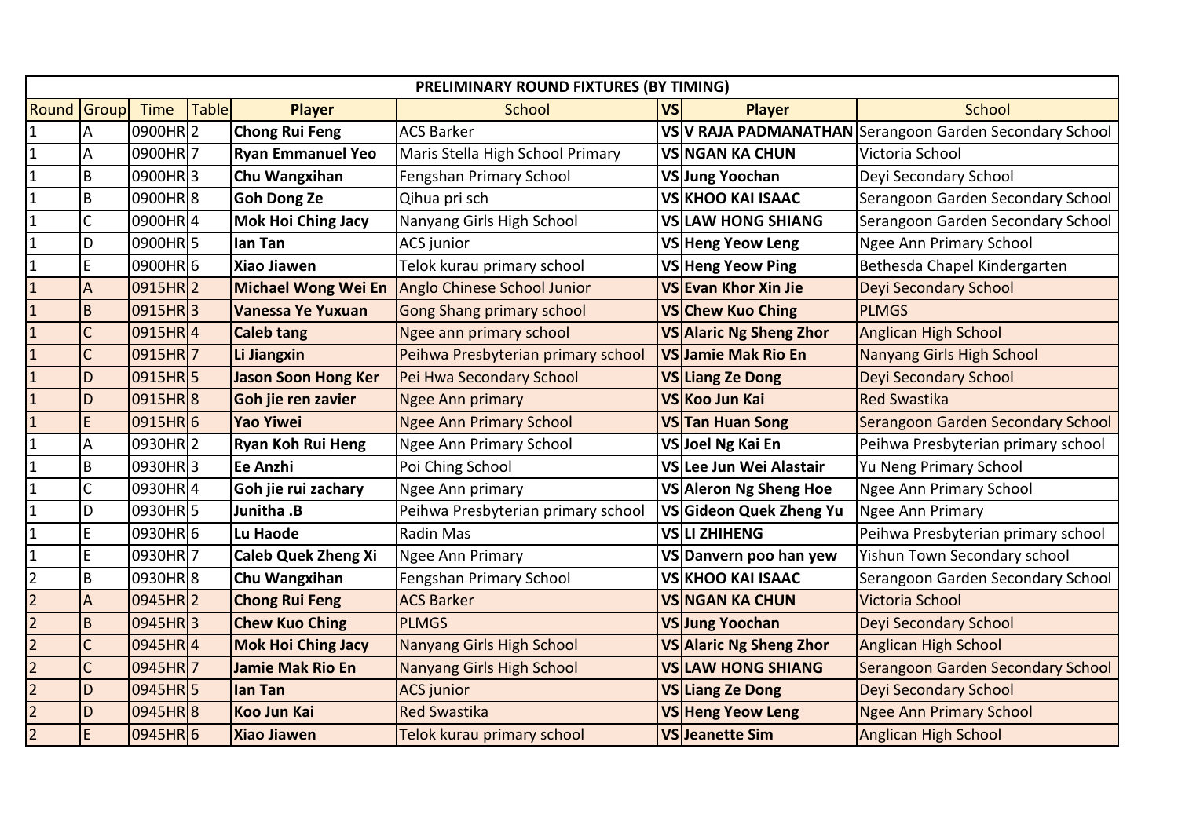| PRELIMINARY ROUND FIXTURES (BY TIMING) | | | | | | | | |
|---|---|---|---|---|---|---|---|---|
| Round | Group | Time | Table | Player | School | VS | Player | School |
| 1 | A | 0900HR | 2 | **Chong Rui Feng** | ACS Barker | VS | **V RAJA PADMANATHAN** | Serangoon Garden Secondary School |
| 1 | A | 0900HR | 7 | **Ryan Emmanuel Yeo** | Maris Stella High School Primary | VS | **NGAN KA CHUN** | Victoria School |
| 1 | B | 0900HR | 3 | **Chu Wangxihan** | Fengshan Primary School | VS | **Jung Yoochan** | Deyi Secondary School |
| 1 | B | 0900HR | 8 | **Goh Dong Ze** | Qihua pri sch | VS | **KHOO KAI ISAAC** | Serangoon Garden Secondary School |
| 1 | C | 0900HR | 4 | **Mok Hoi Ching Jacy** | Nanyang Girls High School | VS | **LAW HONG SHIANG** | Serangoon Garden Secondary School |
| 1 | D | 0900HR | 5 | **Ian Tan** | ACS junior | VS | **Heng Yeow Leng** | Ngee Ann Primary School |
| 1 | E | 0900HR | 6 | **Xiao Jiawen** | Telok kurau primary school | VS | **Heng Yeow Ping** | Bethesda Chapel Kindergarten |
| 1 | A | 0915HR | 2 | **Michael Wong Wei En** | Anglo Chinese School Junior | VS | **Evan Khor Xin Jie** | Deyi Secondary School |
| 1 | B | 0915HR | 3 | **Vanessa Ye Yuxuan** | Gong Shang primary school | VS | **Chew Kuo Ching** | PLMGS |
| 1 | C | 0915HR | 4 | **Caleb tang** | Ngee ann primary school | VS | **Alaric Ng Sheng Zhor** | Anglican High School |
| 1 | C | 0915HR | 7 | **Li Jiangxin** | Peihwa Presbyterian primary school | VS | **Jamie Mak Rio En** | Nanyang Girls High School |
| 1 | D | 0915HR | 5 | **Jason Soon Hong Ker** | Pei Hwa Secondary School | VS | **Liang Ze Dong** | Deyi Secondary School |
| 1 | D | 0915HR | 8 | **Goh jie ren zavier** | Ngee Ann primary | VS | **Koo Jun Kai** | Red Swastika |
| 1 | E | 0915HR | 6 | **Yao Yiwei** | Ngee Ann Primary School | VS | **Tan Huan Song** | Serangoon Garden Secondary School |
| 1 | A | 0930HR | 2 | **Ryan Koh Rui Heng** | Ngee Ann Primary School | VS | **Joel Ng Kai En** | Peihwa Presbyterian primary school |
| 1 | B | 0930HR | 3 | **Ee Anzhi** | Poi Ching School | VS | **Lee Jun Wei Alastair** | Yu Neng Primary School |
| 1 | C | 0930HR | 4 | **Goh jie rui zachary** | Ngee Ann primary | VS | **Aleron Ng Sheng Hoe** | Ngee Ann Primary School |
| 1 | D | 0930HR | 5 | **Junitha .B** | Peihwa Presbyterian primary school | VS | **Gideon Quek Zheng Yu** | Ngee Ann Primary |
| 1 | E | 0930HR | 6 | **Lu Haode** | Radin Mas | VS | **LI ZHIHENG** | Peihwa Presbyterian primary school |
| 1 | E | 0930HR | 7 | **Caleb Quek Zheng Xi** | Ngee Ann Primary | VS | **Danvern poo han yew** | Yishun Town Secondary school |
| 2 | B | 0930HR | 8 | **Chu Wangxihan** | Fengshan Primary School | VS | **KHOO KAI ISAAC** | Serangoon Garden Secondary School |
| 2 | A | 0945HR | 2 | **Chong Rui Feng** | ACS Barker | VS | **NGAN KA CHUN** | Victoria School |
| 2 | B | 0945HR | 3 | **Chew Kuo Ching** | PLMGS | VS | **Jung Yoochan** | Deyi Secondary School |
| 2 | C | 0945HR | 4 | **Mok Hoi Ching Jacy** | Nanyang Girls High School | VS | **Alaric Ng Sheng Zhor** | Anglican High School |
| 2 | C | 0945HR | 7 | **Jamie Mak Rio En** | Nanyang Girls High School | VS | **LAW HONG SHIANG** | Serangoon Garden Secondary School |
| 2 | D | 0945HR | 5 | **Ian Tan** | ACS junior | VS | **Liang Ze Dong** | Deyi Secondary School |
| 2 | D | 0945HR | 8 | **Koo Jun Kai** | Red Swastika | VS | **Heng Yeow Leng** | Ngee Ann Primary School |
| 2 | E | 0945HR | 6 | **Xiao Jiawen** | Telok kurau primary school | VS | **Jeanette Sim** | Anglican High School |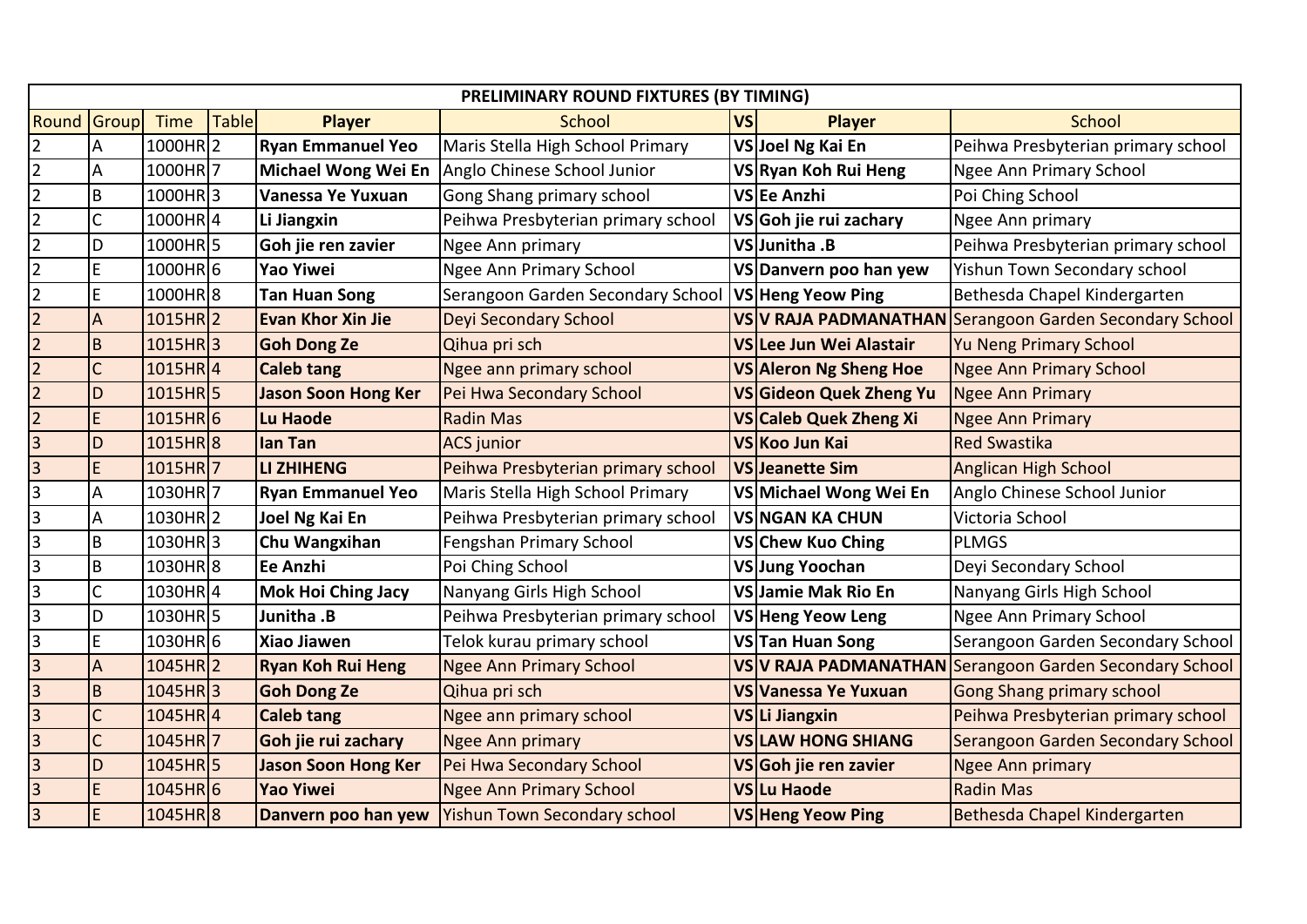| PRELIMINARY ROUND FIXTURES (BY TIMING) | | | | | | | | |
|---|---|---|---|---|---|---|---|---|
| Round | Group | Time | Table | Player | School | VS | Player | School |
| 2 | A | 1000HR | 2 | **Ryan Emmanuel Yeo** | Maris Stella High School Primary | VS | **Joel Ng Kai En** | Peihwa Presbyterian primary school |
| 2 | A | 1000HR | 7 | **Michael Wong Wei En** | Anglo Chinese School Junior | VS | **Ryan Koh Rui Heng** | Ngee Ann Primary School |
| 2 | B | 1000HR | 3 | **Vanessa Ye Yuxuan** | Gong Shang primary school | VS | **Ee Anzhi** | Poi Ching School |
| 2 | C | 1000HR | 4 | **Li Jiangxin** | Peihwa Presbyterian primary school | VS | **Goh jie rui zachary** | Ngee Ann primary |
| 2 | D | 1000HR | 5 | **Goh jie ren zavier** | Ngee Ann primary | VS | **Junitha .B** | Peihwa Presbyterian primary school |
| 2 | E | 1000HR | 6 | **Yao Yiwei** | Ngee Ann Primary School | VS | **Danvern poo han yew** | Yishun Town Secondary school |
| 2 | E | 1000HR | 8 | **Tan Huan Song** | Serangoon Garden Secondary School | VS | **Heng Yeow Ping** | Bethesda Chapel Kindergarten |
| 2 | A | 1015HR | 2 | **Evan Khor Xin Jie** | Deyi Secondary School | VS | **V RAJA PADMANATHAN** | Serangoon Garden Secondary School |
| 2 | B | 1015HR | 3 | **Goh Dong Ze** | Qihua pri sch | VS | **Lee Jun Wei Alastair** | Yu Neng Primary School |
| 2 | C | 1015HR | 4 | **Caleb tang** | Ngee ann primary school | VS | **Aleron Ng Sheng Hoe** | Ngee Ann Primary School |
| 2 | D | 1015HR | 5 | **Jason Soon Hong Ker** | Pei Hwa Secondary School | VS | **Gideon Quek Zheng Yu** | Ngee Ann Primary |
| 2 | E | 1015HR | 6 | **Lu Haode** | Radin Mas | VS | **Caleb Quek Zheng Xi** | Ngee Ann Primary |
| 3 | D | 1015HR | 8 | **Ian Tan** | ACS junior | VS | **Koo Jun Kai** | Red Swastika |
| 3 | E | 1015HR | 7 | **LI ZHIHENG** | Peihwa Presbyterian primary school | VS | **Jeanette Sim** | Anglican High School |
| 3 | A | 1030HR | 7 | **Ryan Emmanuel Yeo** | Maris Stella High School Primary | VS | **Michael Wong Wei En** | Anglo Chinese School Junior |
| 3 | A | 1030HR | 2 | **Joel Ng Kai En** | Peihwa Presbyterian primary school | VS | **NGAN KA CHUN** | Victoria School |
| 3 | B | 1030HR | 3 | **Chu Wangxihan** | Fengshan Primary School | VS | **Chew Kuo Ching** | PLMGS |
| 3 | B | 1030HR | 8 | **Ee Anzhi** | Poi Ching School | VS | **Jung Yoochan** | Deyi Secondary School |
| 3 | C | 1030HR | 4 | **Mok Hoi Ching Jacy** | Nanyang Girls High School | VS | **Jamie Mak Rio En** | Nanyang Girls High School |
| 3 | D | 1030HR | 5 | **Junitha .B** | Peihwa Presbyterian primary school | VS | **Heng Yeow Leng** | Ngee Ann Primary School |
| 3 | E | 1030HR | 6 | **Xiao Jiawen** | Telok kurau primary school | VS | **Tan Huan Song** | Serangoon Garden Secondary School |
| 3 | A | 1045HR | 2 | **Ryan Koh Rui Heng** | Ngee Ann Primary School | VS | **V RAJA PADMANATHAN** | Serangoon Garden Secondary School |
| 3 | B | 1045HR | 3 | **Goh Dong Ze** | Qihua pri sch | VS | **Vanessa Ye Yuxuan** | Gong Shang primary school |
| 3 | C | 1045HR | 4 | **Caleb tang** | Ngee ann primary school | VS | **Li Jiangxin** | Peihwa Presbyterian primary school |
| 3 | C | 1045HR | 7 | **Goh jie rui zachary** | Ngee Ann primary | VS | **LAW HONG SHIANG** | Serangoon Garden Secondary School |
| 3 | D | 1045HR | 5 | **Jason Soon Hong Ker** | Pei Hwa Secondary School | VS | **Goh jie ren zavier** | Ngee Ann primary |
| 3 | E | 1045HR | 6 | **Yao Yiwei** | Ngee Ann Primary School | VS | **Lu Haode** | Radin Mas |
| 3 | E | 1045HR | 8 | **Danvern poo han yew** | Yishun Town Secondary school | VS | **Heng Yeow Ping** | Bethesda Chapel Kindergarten |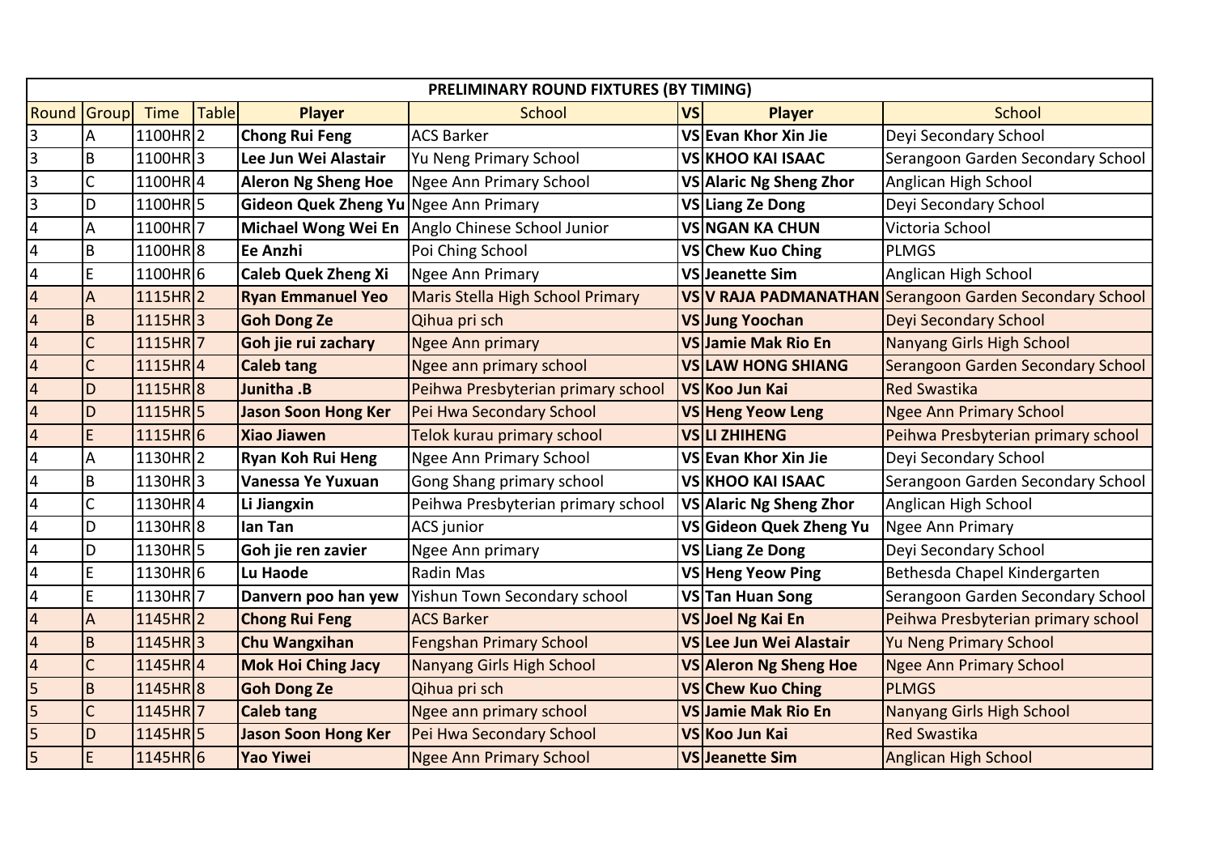| PRELIMINARY ROUND FIXTURES (BY TIMING) | | | | | | | | |
|---|---|---|---|---|---|---|---|---|
| Round | Group | Time | Table | Player | School | VS | Player | School |
| 3 | A | 1100HR | 2 | **Chong Rui Feng** | ACS Barker | **VS** | **Evan Khor Xin Jie** | Deyi Secondary School |
| 3 | B | 1100HR | 3 | **Lee Jun Wei Alastair** | Yu Neng Primary School | **VS** | **KHOO KAI ISAAC** | Serangoon Garden Secondary School |
| 3 | C | 1100HR | 4 | **Aleron Ng Sheng Hoe** | Ngee Ann Primary School | **VS** | **Alaric Ng Sheng Zhor** | Anglican High School |
| 3 | D | 1100HR | 5 | **Gideon Quek Zheng Yu** | Ngee Ann Primary | **VS** | **Liang Ze Dong** | Deyi Secondary School |
| 4 | A | 1100HR | 7 | **Michael Wong Wei En** | Anglo Chinese School Junior | **VS** | **NGAN KA CHUN** | Victoria School |
| 4 | B | 1100HR | 8 | **Ee Anzhi** | Poi Ching School | **VS** | **Chew Kuo Ching** | PLMGS |
| 4 | E | 1100HR | 6 | **Caleb Quek Zheng Xi** | Ngee Ann Primary | **VS** | **Jeanette Sim** | Anglican High School |
| 4 | A | 1115HR | 2 | **Ryan Emmanuel Yeo** | Maris Stella High School Primary | **VS** | **V RAJA PADMANATHAN** | Serangoon Garden Secondary School |
| 4 | B | 1115HR | 3 | **Goh Dong Ze** | Qihua pri sch | **VS** | **Jung Yoochan** | Deyi Secondary School |
| 4 | C | 1115HR | 7 | **Goh jie rui zachary** | Ngee Ann primary | **VS** | **Jamie Mak Rio En** | Nanyang Girls High School |
| 4 | C | 1115HR | 4 | **Caleb tang** | Ngee ann primary school | **VS** | **LAW HONG SHIANG** | Serangoon Garden Secondary School |
| 4 | D | 1115HR | 8 | **Junitha .B** | Peihwa Presbyterian primary school | **VS** | **Koo Jun Kai** | Red Swastika |
| 4 | D | 1115HR | 5 | **Jason Soon Hong Ker** | Pei Hwa Secondary School | **VS** | **Heng Yeow Leng** | Ngee Ann Primary School |
| 4 | E | 1115HR | 6 | **Xiao Jiawen** | Telok kurau primary school | **VS** | **LI ZHIHENG** | Peihwa Presbyterian primary school |
| 4 | A | 1130HR | 2 | **Ryan Koh Rui Heng** | Ngee Ann Primary School | **VS** | **Evan Khor Xin Jie** | Deyi Secondary School |
| 4 | B | 1130HR | 3 | **Vanessa Ye Yuxuan** | Gong Shang primary school | **VS** | **KHOO KAI ISAAC** | Serangoon Garden Secondary School |
| 4 | C | 1130HR | 4 | **Li Jiangxin** | Peihwa Presbyterian primary school | **VS** | **Alaric Ng Sheng Zhor** | Anglican High School |
| 4 | D | 1130HR | 8 | **Ian Tan** | ACS junior | **VS** | **Gideon Quek Zheng Yu** | Ngee Ann Primary |
| 4 | D | 1130HR | 5 | **Goh jie ren zavier** | Ngee Ann primary | **VS** | **Liang Ze Dong** | Deyi Secondary School |
| 4 | E | 1130HR | 6 | **Lu Haode** | Radin Mas | **VS** | **Heng Yeow Ping** | Bethesda Chapel Kindergarten |
| 4 | E | 1130HR | 7 | **Danvern poo han yew** | Yishun Town Secondary school | **VS** | **Tan Huan Song** | Serangoon Garden Secondary School |
| 4 | A | 1145HR | 2 | **Chong Rui Feng** | ACS Barker | **VS** | **Joel Ng Kai En** | Peihwa Presbyterian primary school |
| 4 | B | 1145HR | 3 | **Chu Wangxihan** | Fengshan Primary School | **VS** | **Lee Jun Wei Alastair** | Yu Neng Primary School |
| 4 | C | 1145HR | 4 | **Mok Hoi Ching Jacy** | Nanyang Girls High School | **VS** | **Aleron Ng Sheng Hoe** | Ngee Ann Primary School |
| 5 | B | 1145HR | 8 | **Goh Dong Ze** | Qihua pri sch | **VS** | **Chew Kuo Ching** | PLMGS |
| 5 | C | 1145HR | 7 | **Caleb tang** | Ngee ann primary school | **VS** | **Jamie Mak Rio En** | Nanyang Girls High School |
| 5 | D | 1145HR | 5 | **Jason Soon Hong Ker** | Pei Hwa Secondary School | **VS** | **Koo Jun Kai** | Red Swastika |
| 5 | E | 1145HR | 6 | **Yao Yiwei** | Ngee Ann Primary School | **VS** | **Jeanette Sim** | Anglican High School |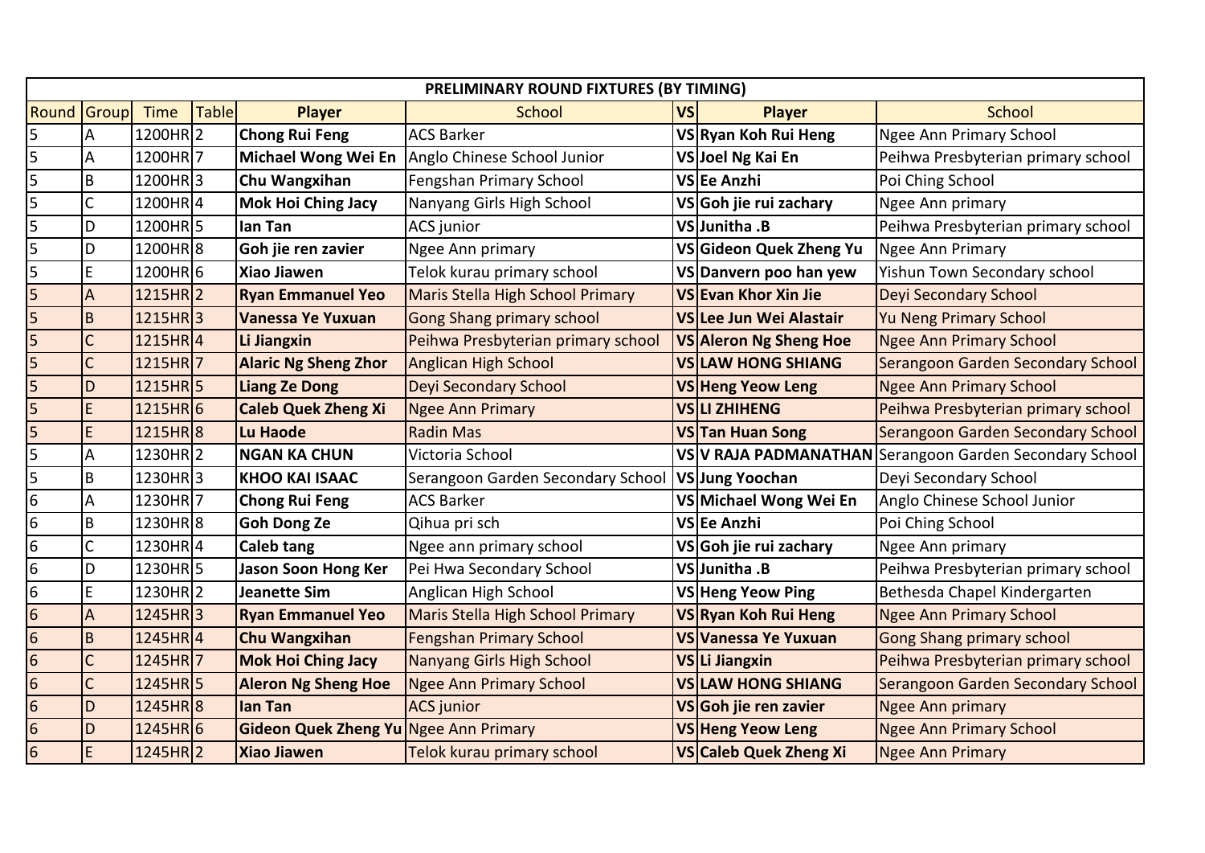| PRELIMINARY ROUND FIXTURES (BY TIMING) | | | | | | | | |
|---|---|---|---|---|---|---|---|---|
| Round | Group | Time | Table | **Player** | School | **VS** | **Player** | School |
| 5 | A | 1200HR | 2 | **Chong Rui Feng** | ACS Barker | **VS** | **Ryan Koh Rui Heng** | Ngee Ann Primary School |
| 5 | A | 1200HR | 7 | **Michael Wong Wei En** | Anglo Chinese School Junior | **VS** | **Joel Ng Kai En** | Peihwa Presbyterian primary school |
| 5 | B | 1200HR | 3 | **Chu Wangxihan** | Fengshan Primary School | **VS** | **Ee Anzhi** | Poi Ching School |
| 5 | C | 1200HR | 4 | **Mok Hoi Ching Jacy** | Nanyang Girls High School | **VS** | **Goh jie rui zachary** | Ngee Ann primary |
| 5 | D | 1200HR | 5 | **Ian Tan** | ACS junior | **VS** | **Junitha .B** | Peihwa Presbyterian primary school |
| 5 | D | 1200HR | 8 | **Goh jie ren zavier** | Ngee Ann primary | **VS** | **Gideon Quek Zheng Yu** | Ngee Ann Primary |
| 5 | E | 1200HR | 6 | **Xiao Jiawen** | Telok kurau primary school | **VS** | **Danvern poo han yew** | Yishun Town Secondary school |
| 5 | A | 1215HR | 2 | **Ryan Emmanuel Yeo** | Maris Stella High School Primary | **VS** | **Evan Khor Xin Jie** | Deyi Secondary School |
| 5 | B | 1215HR | 3 | **Vanessa Ye Yuxuan** | Gong Shang primary school | **VS** | **Lee Jun Wei Alastair** | Yu Neng Primary School |
| 5 | C | 1215HR | 4 | **Li Jiangxin** | Peihwa Presbyterian primary school | **VS** | **Aleron Ng Sheng Hoe** | Ngee Ann Primary School |
| 5 | C | 1215HR | 7 | **Alaric Ng Sheng Zhor** | Anglican High School | **VS** | **LAW HONG SHIANG** | Serangoon Garden Secondary School |
| 5 | D | 1215HR | 5 | **Liang Ze Dong** | Deyi Secondary School | **VS** | **Heng Yeow Leng** | Ngee Ann Primary School |
| 5 | E | 1215HR | 6 | **Caleb Quek Zheng Xi** | Ngee Ann Primary | **VS** | **LI ZHIHENG** | Peihwa Presbyterian primary school |
| 5 | E | 1215HR | 8 | **Lu Haode** | Radin Mas | **VS** | **Tan Huan Song** | Serangoon Garden Secondary School |
| 5 | A | 1230HR | 2 | **NGAN KA CHUN** | Victoria School | **VS** | **V RAJA PADMANATHAN** | Serangoon Garden Secondary School |
| 5 | B | 1230HR | 3 | **KHOO KAI ISAAC** | Serangoon Garden Secondary School | **VS** | **Jung Yoochan** | Deyi Secondary School |
| 6 | A | 1230HR | 7 | **Chong Rui Feng** | ACS Barker | **VS** | **Michael Wong Wei En** | Anglo Chinese School Junior |
| 6 | B | 1230HR | 8 | **Goh Dong Ze** | Qihua pri sch | **VS** | **Ee Anzhi** | Poi Ching School |
| 6 | C | 1230HR | 4 | **Caleb tang** | Ngee ann primary school | **VS** | **Goh jie rui zachary** | Ngee Ann primary |
| 6 | D | 1230HR | 5 | **Jason Soon Hong Ker** | Pei Hwa Secondary School | **VS** | **Junitha .B** | Peihwa Presbyterian primary school |
| 6 | E | 1230HR | 2 | **Jeanette Sim** | Anglican High School | **VS** | **Heng Yeow Ping** | Bethesda Chapel Kindergarten |
| 6 | A | 1245HR | 3 | **Ryan Emmanuel Yeo** | Maris Stella High School Primary | **VS** | **Ryan Koh Rui Heng** | Ngee Ann Primary School |
| 6 | B | 1245HR | 4 | **Chu Wangxihan** | Fengshan Primary School | **VS** | **Vanessa Ye Yuxuan** | Gong Shang primary school |
| 6 | C | 1245HR | 7 | **Mok Hoi Ching Jacy** | Nanyang Girls High School | **VS** | **Li Jiangxin** | Peihwa Presbyterian primary school |
| 6 | C | 1245HR | 5 | **Aleron Ng Sheng Hoe** | Ngee Ann Primary School | **VS** | **LAW HONG SHIANG** | Serangoon Garden Secondary School |
| 6 | D | 1245HR | 8 | **Ian Tan** | ACS junior | **VS** | **Goh jie ren zavier** | Ngee Ann primary |
| 6 | D | 1245HR | 6 | **Gideon Quek Zheng Yu** | Ngee Ann Primary | **VS** | **Heng Yeow Leng** | Ngee Ann Primary School |
| 6 | E | 1245HR | 2 | **Xiao Jiawen** | Telok kurau primary school | **VS** | **Caleb Quek Zheng Xi** | Ngee Ann Primary |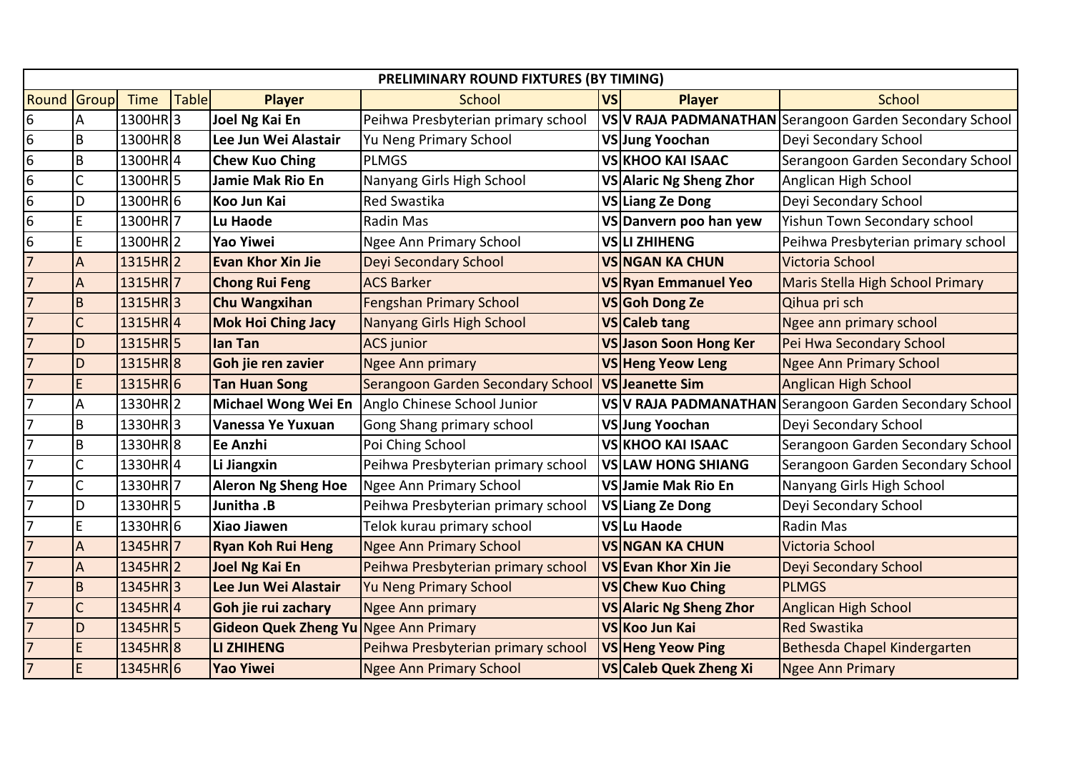| PRELIMINARY ROUND FIXTURES (BY TIMING) | | | | | | | | |
|---|---|---|---|---|---|---|---|---|
| Round | Group | Time | Table | Player | School | VS | Player | School |
| 6 | A | 1300HR | 3 | **Joel Ng Kai En** | Peihwa Presbyterian primary school | VS | **V RAJA PADMANATHAN** | Serangoon Garden Secondary School |
| 6 | B | 1300HR | 8 | **Lee Jun Wei Alastair** | Yu Neng Primary School | VS | **Jung Yoochan** | Deyi Secondary School |
| 6 | B | 1300HR | 4 | **Chew Kuo Ching** | PLMGS | VS | **KHOO KAI ISAAC** | Serangoon Garden Secondary School |
| 6 | C | 1300HR | 5 | **Jamie Mak Rio En** | Nanyang Girls High School | VS | **Alaric Ng Sheng Zhor** | Anglican High School |
| 6 | D | 1300HR | 6 | **Koo Jun Kai** | Red Swastika | VS | **Liang Ze Dong** | Deyi Secondary School |
| 6 | E | 1300HR | 7 | **Lu Haode** | Radin Mas | VS | **Danvern poo han yew** | Yishun Town Secondary school |
| 6 | E | 1300HR | 2 | **Yao Yiwei** | Ngee Ann Primary School | VS | **LI ZHIHENG** | Peihwa Presbyterian primary school |
| 7 | A | 1315HR | 2 | **Evan Khor Xin Jie** | Deyi Secondary School | VS | **NGAN KA CHUN** | Victoria School |
| 7 | A | 1315HR | 7 | **Chong Rui Feng** | ACS Barker | VS | **Ryan Emmanuel Yeo** | Maris Stella High School Primary |
| 7 | B | 1315HR | 3 | **Chu Wangxihan** | Fengshan Primary School | VS | **Goh Dong Ze** | Qihua pri sch |
| 7 | C | 1315HR | 4 | **Mok Hoi Ching Jacy** | Nanyang Girls High School | VS | **Caleb tang** | Ngee ann primary school |
| 7 | D | 1315HR | 5 | **Ian Tan** | ACS junior | VS | **Jason Soon Hong Ker** | Pei Hwa Secondary School |
| 7 | D | 1315HR | 8 | **Goh jie ren zavier** | Ngee Ann primary | VS | **Heng Yeow Leng** | Ngee Ann Primary School |
| 7 | E | 1315HR | 6 | **Tan Huan Song** | Serangoon Garden Secondary School | VS | **Jeanette Sim** | Anglican High School |
| 7 | A | 1330HR | 2 | **Michael Wong Wei En** | Anglo Chinese School Junior | VS | **V RAJA PADMANATHAN** | Serangoon Garden Secondary School |
| 7 | B | 1330HR | 3 | **Vanessa Ye Yuxuan** | Gong Shang primary school | VS | **Jung Yoochan** | Deyi Secondary School |
| 7 | B | 1330HR | 8 | **Ee Anzhi** | Poi Ching School | VS | **KHOO KAI ISAAC** | Serangoon Garden Secondary School |
| 7 | C | 1330HR | 4 | **Li Jiangxin** | Peihwa Presbyterian primary school | VS | **LAW HONG SHIANG** | Serangoon Garden Secondary School |
| 7 | C | 1330HR | 7 | **Aleron Ng Sheng Hoe** | Ngee Ann Primary School | VS | **Jamie Mak Rio En** | Nanyang Girls High School |
| 7 | D | 1330HR | 5 | **Junitha .B** | Peihwa Presbyterian primary school | VS | **Liang Ze Dong** | Deyi Secondary School |
| 7 | E | 1330HR | 6 | **Xiao Jiawen** | Telok kurau primary school | VS | **Lu Haode** | Radin Mas |
| 7 | A | 1345HR | 7 | **Ryan Koh Rui Heng** | Ngee Ann Primary School | VS | **NGAN KA CHUN** | Victoria School |
| 7 | A | 1345HR | 2 | **Joel Ng Kai En** | Peihwa Presbyterian primary school | VS | **Evan Khor Xin Jie** | Deyi Secondary School |
| 7 | B | 1345HR | 3 | **Lee Jun Wei Alastair** | Yu Neng Primary School | VS | **Chew Kuo Ching** | PLMGS |
| 7 | C | 1345HR | 4 | **Goh jie rui zachary** | Ngee Ann primary | VS | **Alaric Ng Sheng Zhor** | Anglican High School |
| 7 | D | 1345HR | 5 | **Gideon Quek Zheng Yu** | Ngee Ann Primary | VS | **Koo Jun Kai** | Red Swastika |
| 7 | E | 1345HR | 8 | **LI ZHIHENG** | Peihwa Presbyterian primary school | VS | **Heng Yeow Ping** | Bethesda Chapel Kindergarten |
| 7 | E | 1345HR | 6 | **Yao Yiwei** | Ngee Ann Primary School | VS | **Caleb Quek Zheng Xi** | Ngee Ann Primary |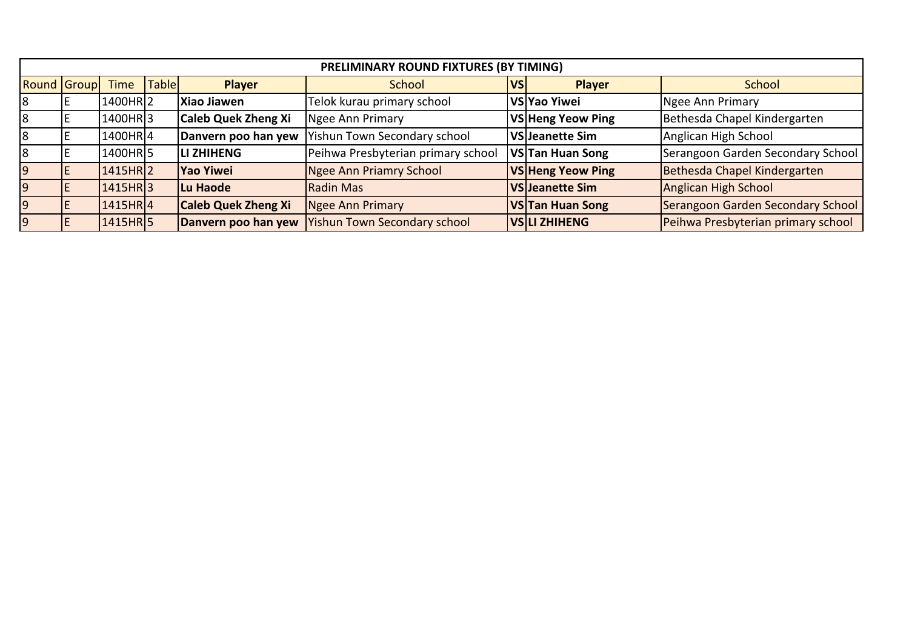| PRELIMINARY ROUND FIXTURES (BY TIMING) | | | | | | | | |
|---|---|---|---|---|---|---|---|---|
| Round | Group | Time | Table | Player | School | VS | Player | School |
| 8 | E | 1400HR | 2 | **Xiao Jiawen** | Telok kurau primary school | VS | **Yao Yiwei** | Ngee Ann Primary |
| 8 | E | 1400HR | 3 | **Caleb Quek Zheng Xi** | Ngee Ann Primary | VS | **Heng Yeow Ping** | Bethesda Chapel Kindergarten |
| 8 | E | 1400HR | 4 | **Danvern poo han yew** | Yishun Town Secondary school | VS | **Jeanette Sim** | Anglican High School |
| 8 | E | 1400HR | 5 | **LI ZHIHENG** | Peihwa Presbyterian primary school | VS | **Tan Huan Song** | Serangoon Garden Secondary School |
| 9 | E | 1415HR | 2 | **Yao Yiwei** | Ngee Ann Priamry School | VS | **Heng Yeow Ping** | Bethesda Chapel Kindergarten |
| 9 | E | 1415HR | 3 | **Lu Haode** | Radin Mas | VS | **Jeanette Sim** | Anglican High School |
| 9 | E | 1415HR | 4 | **Caleb Quek Zheng Xi** | Ngee Ann Primary | VS | **Tan Huan Song** | Serangoon Garden Secondary School |
| 9 | E | 1415HR | 5 | **Danvern poo han yew** | Yishun Town Secondary school | VS | **LI ZHIHENG** | Peihwa Presbyterian primary school |